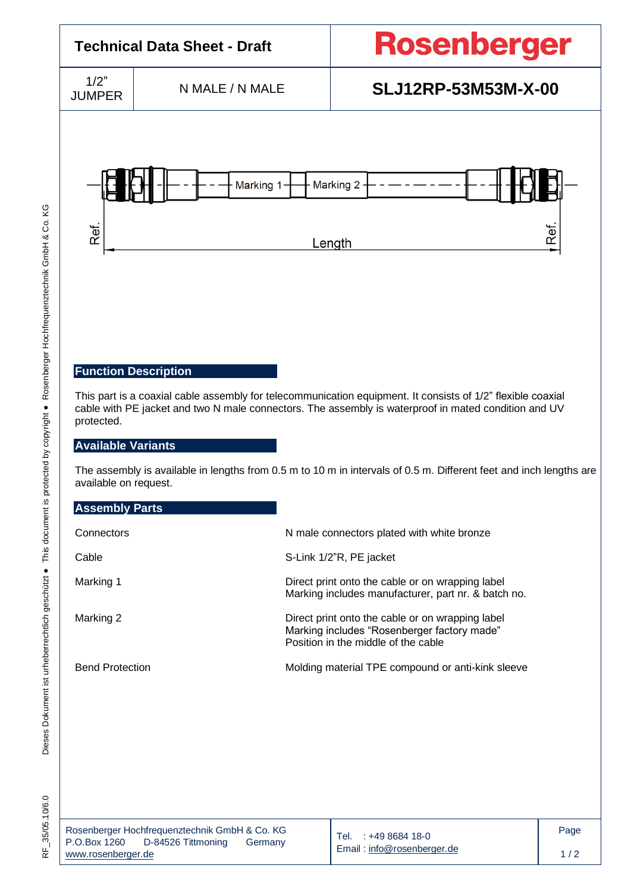# Technical Data Sheet - Draft

**Rosenberger**

| 1/2" JUMPER | N MALE / N MALE | SLJ12RP-53M53M-X-00 |
|---|---|---|

Marking 1 | Marking 2

Ref. | Length | Ref.

## Function Description

This part is a coaxial cable assembly for telecommunication equipment. It consists of 1/2" flexible coaxial cable with PE jacket and two N male connectors. The assembly is waterproof in mated condition and UV protected.

## Available Variants

The assembly is available in lengths from 0.5 m to 10 m in intervals of 0.5 m. Different feet and inch lengths are available on request.

## Assembly Parts

| | |
|---|---|
| Connectors | N male connectors plated with white bronze |
| Cable | S-Link 1/2"R, PE jacket |
| Marking 1 | Direct print onto the cable or on wrapping label<br>Marking includes manufacturer, part nr. & batch no. |
| Marking 2 | Direct print onto the cable or on wrapping label<br>Marking includes "Rosenberger factory made"<br>Position in the middle of the cable |
| Bend Protection | Molding material TPE compound or anti-kink sleeve |

Rosenberger Hochfrequenztechnik GmbH & Co. KG
P.O.Box 1260 D-84526 Tittmoning Germany
www.rosenberger.de

Tel. : +49 8684 18-0
Email : info@rosenberger.de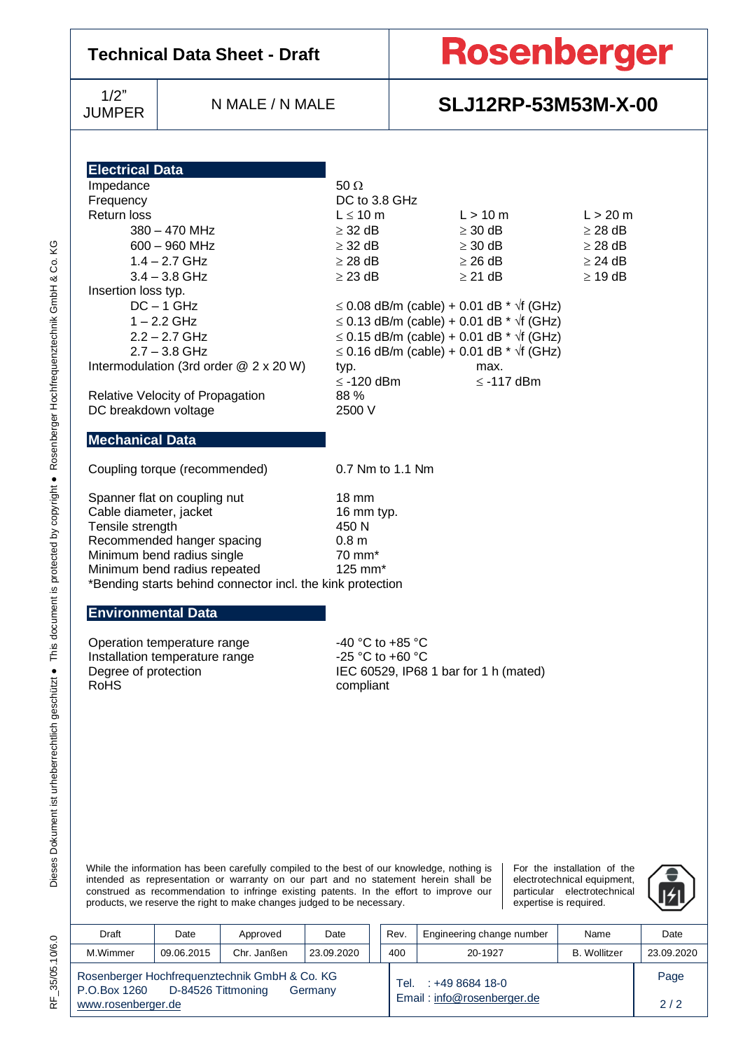# Technical Data Sheet - Draft

**Rosenberger**

| 1/2" JUMPER | N MALE / N MALE | SLJ12RP-53M53M-X-00 |
|---|---|---|

## Electrical Data

| | | | |
|---|---|---|---|
| Impedance | 50 Ω | | |
| Frequency | DC to 3.8 GHz | | |
| Return loss | L ≤ 10 m | L > 10 m | L > 20 m |
| 380 – 470 MHz | ≥ 32 dB | ≥ 30 dB | ≥ 28 dB |
| 600 – 960 MHz | ≥ 32 dB | ≥ 30 dB | ≥ 28 dB |
| 1.4 – 2.7 GHz | ≥ 28 dB | ≥ 26 dB | ≥ 24 dB |
| 3.4 – 3.8 GHz | ≥ 23 dB | ≥ 21 dB | ≥ 19 dB |
| Insertion loss typ. | | | |
| DC – 1 GHz | ≤ 0.08 dB/m (cable) + 0.01 dB * √f (GHz) | | |
| 1 – 2.2 GHz | ≤ 0.13 dB/m (cable) + 0.01 dB * √f (GHz) | | |
| 2.2 – 2.7 GHz | ≤ 0.15 dB/m (cable) + 0.01 dB * √f (GHz) | | |
| 2.7 – 3.8 GHz | ≤ 0.16 dB/m (cable) + 0.01 dB * √f (GHz) | | |
| Intermodulation (3rd order @ 2 x 20 W) | typ. | max. | |
| | ≤ -120 dBm | ≤ -117 dBm | |
| Relative Velocity of Propagation | 88 % | | |
| DC breakdown voltage | 2500 V | | |

## Mechanical Data

| | |
|---|---|
| Coupling torque (recommended) | 0.7 Nm to 1.1 Nm |
| Spanner flat on coupling nut | 18 mm |
| Cable diameter, jacket | 16 mm typ. |
| Tensile strength | 450 N |
| Recommended hanger spacing | 0.8 m |
| Minimum bend radius single | 70 mm* |
| Minimum bend radius repeated | 125 mm* |

*Bending starts behind connector incl. the kink protection

## Environmental Data

| | |
|---|---|
| Operation temperature range | -40 °C to +85 °C |
| Installation temperature range | -25 °C to +60 °C |
| Degree of protection | IEC 60529, IP68 1 bar for 1 h (mated) |
| RoHS | compliant |

While the information has been carefully compiled to the best of our knowledge, nothing is intended as representation or warranty on our part and no statement herein shall be construed as recommendation to infringe existing patents. In the effort to improve our products, we reserve the right to make changes judged to be necessary.

For the installation of the electrotechnical equipment, particular electrotechnical expertise is required.

| Draft | Date | Approved | Date | Rev. | Engineering change number | Name | Date |
|---|---|---|---|---|---|---|---|
| M.Wimmer | 09.06.2015 | Chr. Janßen | 23.09.2020 | 400 | 20-1927 | B. Wollitzer | 23.09.2020 |

Rosenberger Hochfrequenztechnik GmbH & Co. KG
P.O.Box 1260 D-84526 Tittmoning Germany
www.rosenberger.de

Tel. : +49 8684 18-0
Email : info@rosenberger.de

Dieses Dokument ist urheberrechtlich geschützt ● This document is protected by copyright ● Rosenberger Hochfrequenztechnik GmbH & Co. KG

RF_35/05.10/6.0